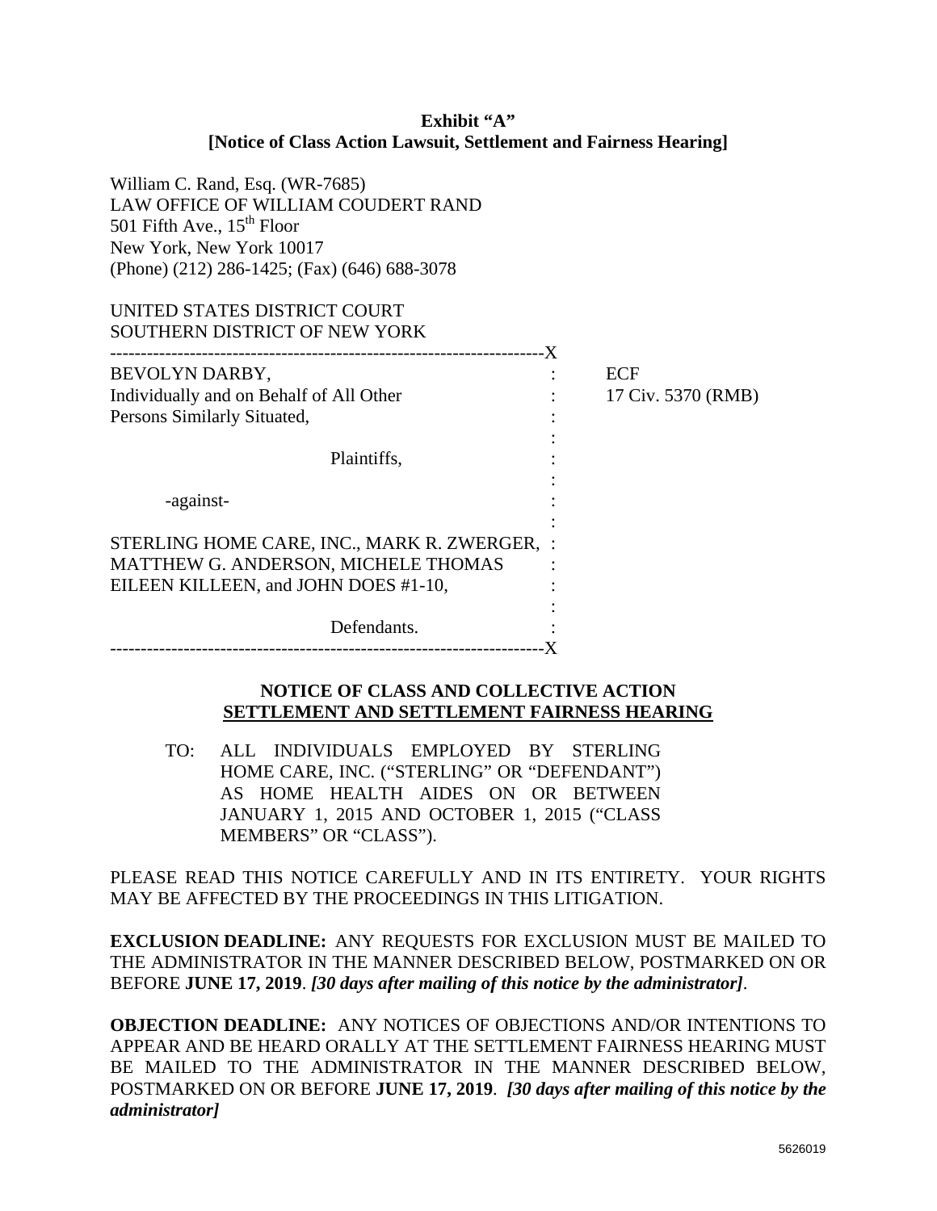**Exhibit "A"**
**[Notice of Class Action Lawsuit, Settlement and Fairness Hearing]**

William C. Rand, Esq. (WR-7685)
LAW OFFICE OF WILLIAM COUDERT RAND
501 Fifth Ave., 15th Floor
New York, New York 10017
(Phone) (212) 286-1425; (Fax) (646) 688-3078

UNITED STATES DISTRICT COURT
SOUTHERN DISTRICT OF NEW YORK

| | |
|---|---|
| BEVOLYN DARBY, Individually and on Behalf of All Other Persons Similarly Situated,<br><br>Plaintiffs,<br><br>-against-<br><br>STERLING HOME CARE, INC., MARK R. ZWERGER, MATTHEW G. ANDERSON, MICHELE THOMAS EILEEN KILLEEN, and JOHN DOES #1-10,<br><br>Defendants. | ECF<br>17 Civ. 5370 (RMB) |

**NOTICE OF CLASS AND COLLECTIVE ACTION**
**<u>SETTLEMENT AND SETTLEMENT FAIRNESS HEARING</u>**

TO: ALL INDIVIDUALS EMPLOYED BY STERLING HOME CARE, INC. ("STERLING" OR "DEFENDANT") AS HOME HEALTH AIDES ON OR BETWEEN JANUARY 1, 2015 AND OCTOBER 1, 2015 ("CLASS MEMBERS" OR "CLASS").

PLEASE READ THIS NOTICE CAREFULLY AND IN ITS ENTIRETY. YOUR RIGHTS MAY BE AFFECTED BY THE PROCEEDINGS IN THIS LITIGATION.

**EXCLUSION DEADLINE:** ANY REQUESTS FOR EXCLUSION MUST BE MAILED TO THE ADMINISTRATOR IN THE MANNER DESCRIBED BELOW, POSTMARKED ON OR BEFORE **JUNE 17, 2019**. ***[30 days after mailing of this notice by the administrator]***.

**OBJECTION DEADLINE:** ANY NOTICES OF OBJECTIONS AND/OR INTENTIONS TO APPEAR AND BE HEARD ORALLY AT THE SETTLEMENT FAIRNESS HEARING MUST BE MAILED TO THE ADMINISTRATOR IN THE MANNER DESCRIBED BELOW, POSTMARKED ON OR BEFORE **JUNE 17, 2019**. ***[30 days after mailing of this notice by the administrator]***

5626019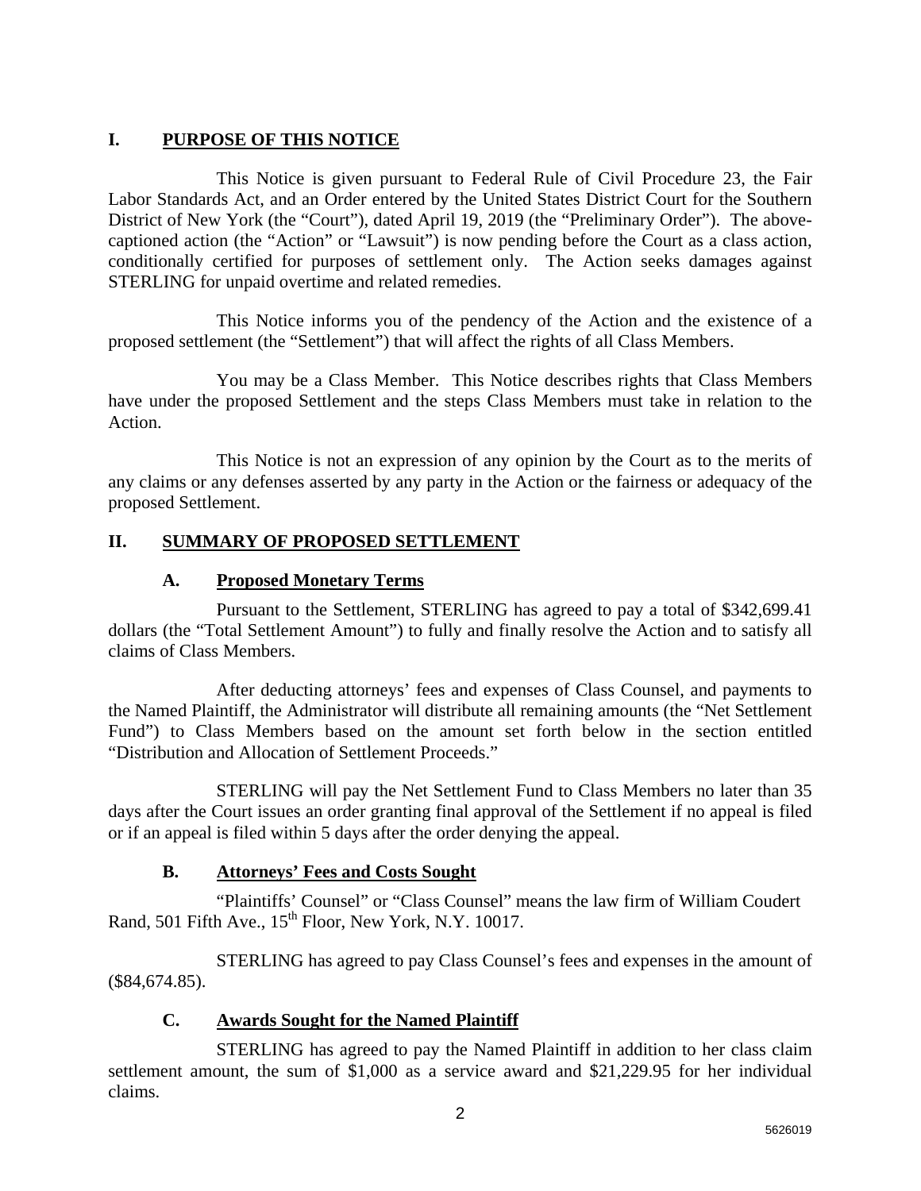## I. PURPOSE OF THIS NOTICE

This Notice is given pursuant to Federal Rule of Civil Procedure 23, the Fair Labor Standards Act, and an Order entered by the United States District Court for the Southern District of New York (the "Court"), dated April 19, 2019 (the "Preliminary Order"). The above-captioned action (the "Action" or "Lawsuit") is now pending before the Court as a class action, conditionally certified for purposes of settlement only. The Action seeks damages against STERLING for unpaid overtime and related remedies.

This Notice informs you of the pendency of the Action and the existence of a proposed settlement (the "Settlement") that will affect the rights of all Class Members.

You may be a Class Member. This Notice describes rights that Class Members have under the proposed Settlement and the steps Class Members must take in relation to the Action.

This Notice is not an expression of any opinion by the Court as to the merits of any claims or any defenses asserted by any party in the Action or the fairness or adequacy of the proposed Settlement.

## II. SUMMARY OF PROPOSED SETTLEMENT

### A. Proposed Monetary Terms

Pursuant to the Settlement, STERLING has agreed to pay a total of $342,699.41 dollars (the "Total Settlement Amount") to fully and finally resolve the Action and to satisfy all claims of Class Members.

After deducting attorneys' fees and expenses of Class Counsel, and payments to the Named Plaintiff, the Administrator will distribute all remaining amounts (the "Net Settlement Fund") to Class Members based on the amount set forth below in the section entitled "Distribution and Allocation of Settlement Proceeds."

STERLING will pay the Net Settlement Fund to Class Members no later than 35 days after the Court issues an order granting final approval of the Settlement if no appeal is filed or if an appeal is filed within 5 days after the order denying the appeal.

### B. Attorneys' Fees and Costs Sought

"Plaintiffs' Counsel" or "Class Counsel" means the law firm of William Coudert Rand, 501 Fifth Ave., 15th Floor, New York, N.Y. 10017.

STERLING has agreed to pay Class Counsel's fees and expenses in the amount of ($84,674.85).

### C. Awards Sought for the Named Plaintiff

STERLING has agreed to pay the Named Plaintiff in addition to her class claim settlement amount, the sum of $1,000 as a service award and $21,229.95 for her individual claims.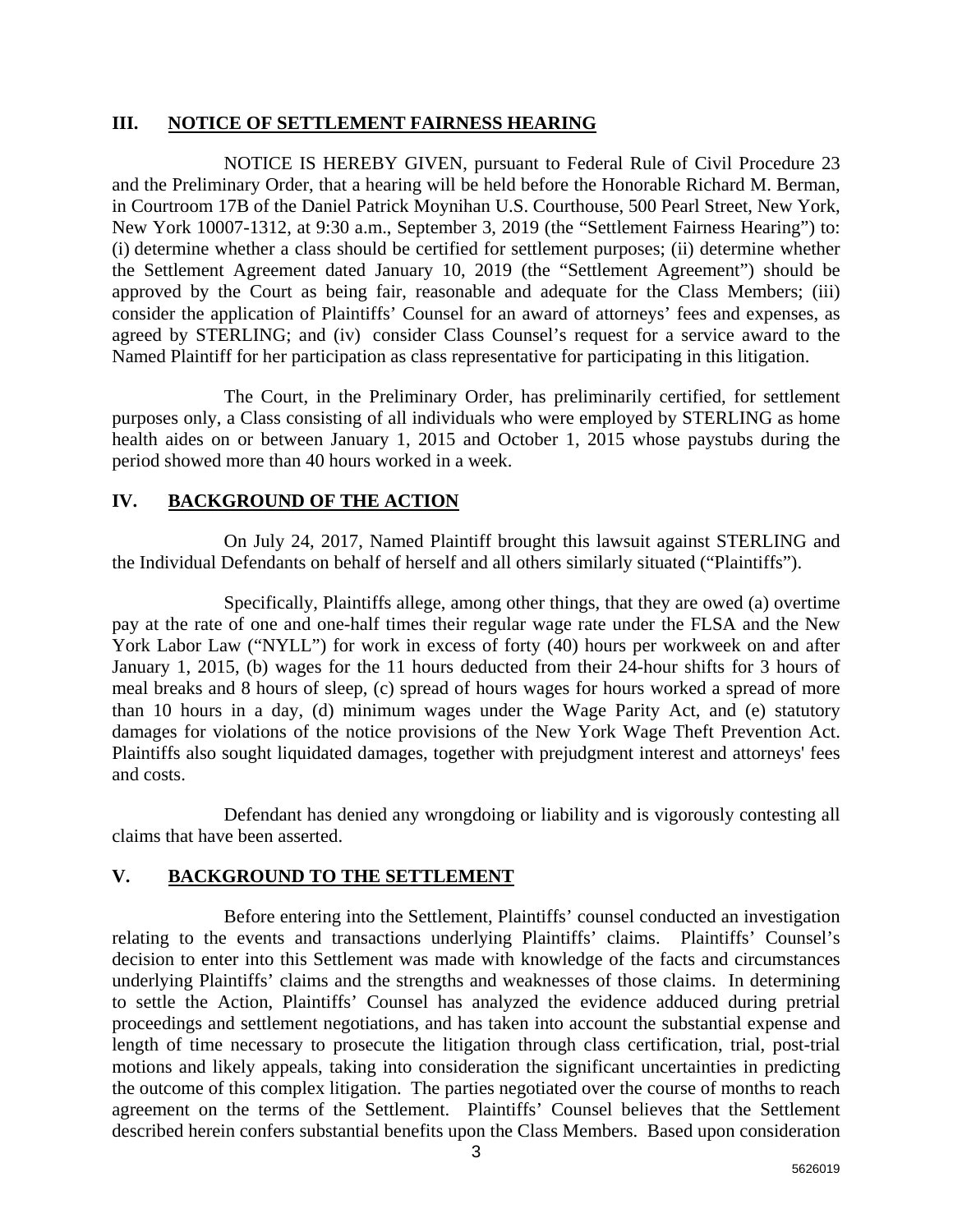## III. NOTICE OF SETTLEMENT FAIRNESS HEARING

NOTICE IS HEREBY GIVEN, pursuant to Federal Rule of Civil Procedure 23 and the Preliminary Order, that a hearing will be held before the Honorable Richard M. Berman, in Courtroom 17B of the Daniel Patrick Moynihan U.S. Courthouse, 500 Pearl Street, New York, New York 10007-1312, at 9:30 a.m., September 3, 2019 (the "Settlement Fairness Hearing") to: (i) determine whether a class should be certified for settlement purposes; (ii) determine whether the Settlement Agreement dated January 10, 2019 (the "Settlement Agreement") should be approved by the Court as being fair, reasonable and adequate for the Class Members; (iii) consider the application of Plaintiffs' Counsel for an award of attorneys' fees and expenses, as agreed by STERLING; and (iv) consider Class Counsel's request for a service award to the Named Plaintiff for her participation as class representative for participating in this litigation.

The Court, in the Preliminary Order, has preliminarily certified, for settlement purposes only, a Class consisting of all individuals who were employed by STERLING as home health aides on or between January 1, 2015 and October 1, 2015 whose paystubs during the period showed more than 40 hours worked in a week.

## IV. BACKGROUND OF THE ACTION

On July 24, 2017, Named Plaintiff brought this lawsuit against STERLING and the Individual Defendants on behalf of herself and all others similarly situated ("Plaintiffs").

Specifically, Plaintiffs allege, among other things, that they are owed (a) overtime pay at the rate of one and one-half times their regular wage rate under the FLSA and the New York Labor Law ("NYLL") for work in excess of forty (40) hours per workweek on and after January 1, 2015, (b) wages for the 11 hours deducted from their 24-hour shifts for 3 hours of meal breaks and 8 hours of sleep, (c) spread of hours wages for hours worked a spread of more than 10 hours in a day, (d) minimum wages under the Wage Parity Act, and (e) statutory damages for violations of the notice provisions of the New York Wage Theft Prevention Act. Plaintiffs also sought liquidated damages, together with prejudgment interest and attorneys' fees and costs.

Defendant has denied any wrongdoing or liability and is vigorously contesting all claims that have been asserted.

## V. BACKGROUND TO THE SETTLEMENT

Before entering into the Settlement, Plaintiffs' counsel conducted an investigation relating to the events and transactions underlying Plaintiffs' claims. Plaintiffs' Counsel's decision to enter into this Settlement was made with knowledge of the facts and circumstances underlying Plaintiffs' claims and the strengths and weaknesses of those claims. In determining to settle the Action, Plaintiffs' Counsel has analyzed the evidence adduced during pretrial proceedings and settlement negotiations, and has taken into account the substantial expense and length of time necessary to prosecute the litigation through class certification, trial, post-trial motions and likely appeals, taking into consideration the significant uncertainties in predicting the outcome of this complex litigation. The parties negotiated over the course of months to reach agreement on the terms of the Settlement. Plaintiffs' Counsel believes that the Settlement described herein confers substantial benefits upon the Class Members. Based upon consideration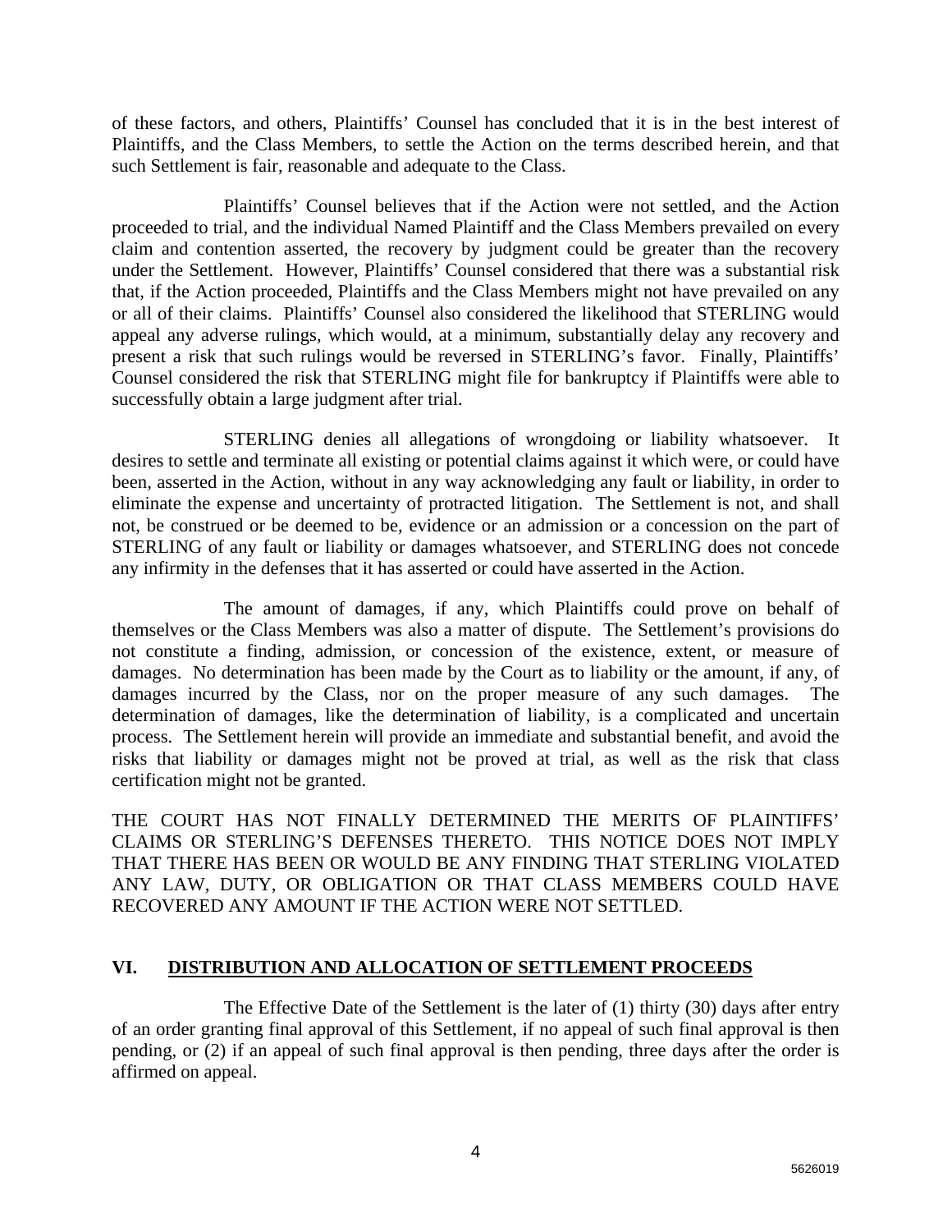of these factors, and others, Plaintiffs' Counsel has concluded that it is in the best interest of Plaintiffs, and the Class Members, to settle the Action on the terms described herein, and that such Settlement is fair, reasonable and adequate to the Class.

Plaintiffs' Counsel believes that if the Action were not settled, and the Action proceeded to trial, and the individual Named Plaintiff and the Class Members prevailed on every claim and contention asserted, the recovery by judgment could be greater than the recovery under the Settlement. However, Plaintiffs' Counsel considered that there was a substantial risk that, if the Action proceeded, Plaintiffs and the Class Members might not have prevailed on any or all of their claims. Plaintiffs' Counsel also considered the likelihood that STERLING would appeal any adverse rulings, which would, at a minimum, substantially delay any recovery and present a risk that such rulings would be reversed in STERLING's favor. Finally, Plaintiffs' Counsel considered the risk that STERLING might file for bankruptcy if Plaintiffs were able to successfully obtain a large judgment after trial.

STERLING denies all allegations of wrongdoing or liability whatsoever. It desires to settle and terminate all existing or potential claims against it which were, or could have been, asserted in the Action, without in any way acknowledging any fault or liability, in order to eliminate the expense and uncertainty of protracted litigation. The Settlement is not, and shall not, be construed or be deemed to be, evidence or an admission or a concession on the part of STERLING of any fault or liability or damages whatsoever, and STERLING does not concede any infirmity in the defenses that it has asserted or could have asserted in the Action.

The amount of damages, if any, which Plaintiffs could prove on behalf of themselves or the Class Members was also a matter of dispute. The Settlement's provisions do not constitute a finding, admission, or concession of the existence, extent, or measure of damages. No determination has been made by the Court as to liability or the amount, if any, of damages incurred by the Class, nor on the proper measure of any such damages. The determination of damages, like the determination of liability, is a complicated and uncertain process. The Settlement herein will provide an immediate and substantial benefit, and avoid the risks that liability or damages might not be proved at trial, as well as the risk that class certification might not be granted.

THE COURT HAS NOT FINALLY DETERMINED THE MERITS OF PLAINTIFFS' CLAIMS OR STERLING'S DEFENSES THERETO. THIS NOTICE DOES NOT IMPLY THAT THERE HAS BEEN OR WOULD BE ANY FINDING THAT STERLING VIOLATED ANY LAW, DUTY, OR OBLIGATION OR THAT CLASS MEMBERS COULD HAVE RECOVERED ANY AMOUNT IF THE ACTION WERE NOT SETTLED.

## VI. DISTRIBUTION AND ALLOCATION OF SETTLEMENT PROCEEDS

The Effective Date of the Settlement is the later of (1) thirty (30) days after entry of an order granting final approval of this Settlement, if no appeal of such final approval is then pending, or (2) if an appeal of such final approval is then pending, three days after the order is affirmed on appeal.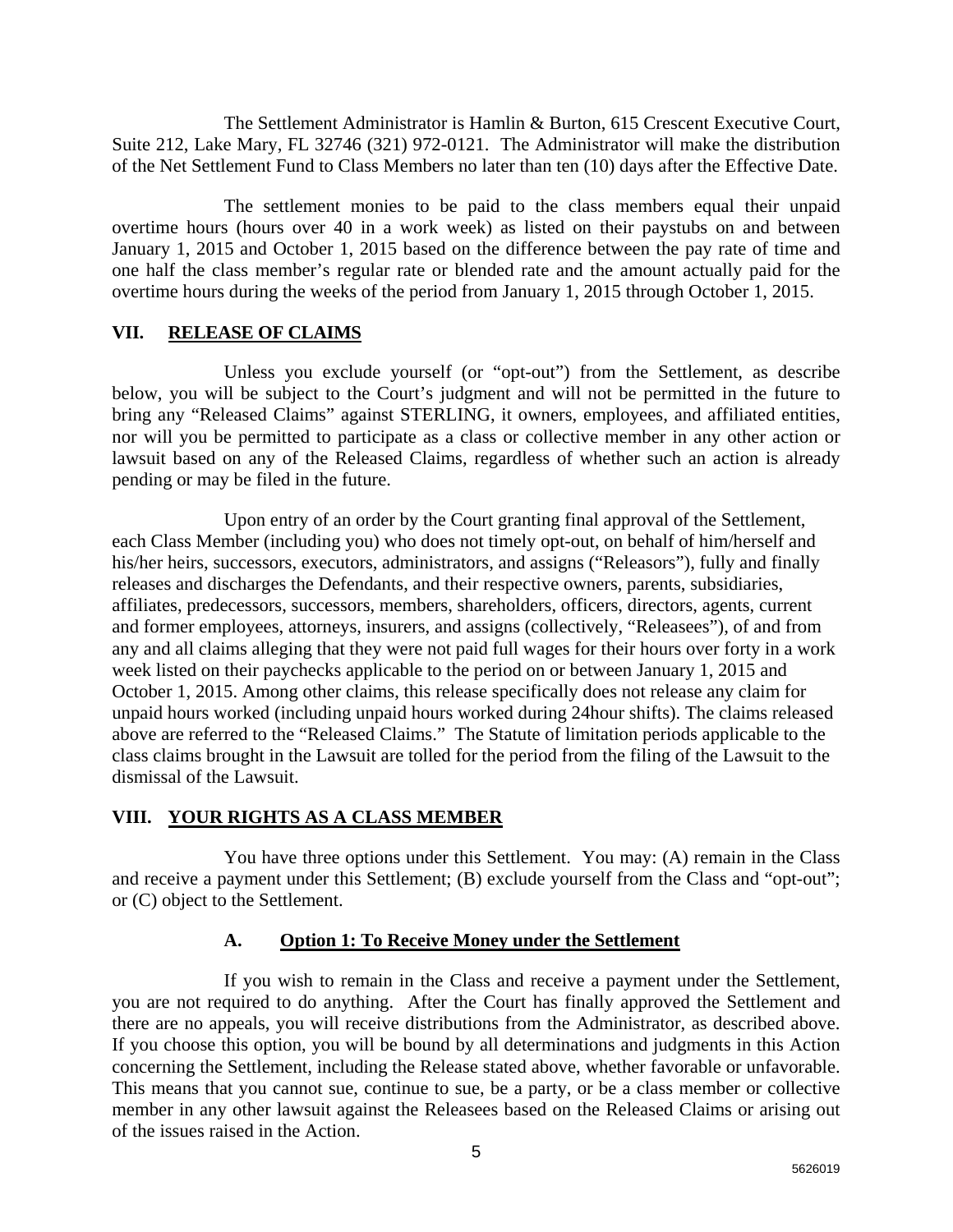The Settlement Administrator is Hamlin & Burton, 615 Crescent Executive Court, Suite 212, Lake Mary, FL 32746 (321) 972-0121. The Administrator will make the distribution of the Net Settlement Fund to Class Members no later than ten (10) days after the Effective Date.

The settlement monies to be paid to the class members equal their unpaid overtime hours (hours over 40 in a work week) as listed on their paystubs on and between January 1, 2015 and October 1, 2015 based on the difference between the pay rate of time and one half the class member's regular rate or blended rate and the amount actually paid for the overtime hours during the weeks of the period from January 1, 2015 through October 1, 2015.

## VII. RELEASE OF CLAIMS

Unless you exclude yourself (or "opt-out") from the Settlement, as describe below, you will be subject to the Court's judgment and will not be permitted in the future to bring any "Released Claims" against STERLING, it owners, employees, and affiliated entities, nor will you be permitted to participate as a class or collective member in any other action or lawsuit based on any of the Released Claims, regardless of whether such an action is already pending or may be filed in the future.

Upon entry of an order by the Court granting final approval of the Settlement, each Class Member (including you) who does not timely opt-out, on behalf of him/herself and his/her heirs, successors, executors, administrators, and assigns ("Releasors"), fully and finally releases and discharges the Defendants, and their respective owners, parents, subsidiaries, affiliates, predecessors, successors, members, shareholders, officers, directors, agents, current and former employees, attorneys, insurers, and assigns (collectively, "Releasees"), of and from any and all claims alleging that they were not paid full wages for their hours over forty in a work week listed on their paychecks applicable to the period on or between January 1, 2015 and October 1, 2015. Among other claims, this release specifically does not release any claim for unpaid hours worked (including unpaid hours worked during 24hour shifts). The claims released above are referred to the "Released Claims." The Statute of limitation periods applicable to the class claims brought in the Lawsuit are tolled for the period from the filing of the Lawsuit to the dismissal of the Lawsuit.

## VIII. YOUR RIGHTS AS A CLASS MEMBER

You have three options under this Settlement. You may: (A) remain in the Class and receive a payment under this Settlement; (B) exclude yourself from the Class and "opt-out"; or (C) object to the Settlement.

### A. Option 1: To Receive Money under the Settlement

If you wish to remain in the Class and receive a payment under the Settlement, you are not required to do anything. After the Court has finally approved the Settlement and there are no appeals, you will receive distributions from the Administrator, as described above. If you choose this option, you will be bound by all determinations and judgments in this Action concerning the Settlement, including the Release stated above, whether favorable or unfavorable. This means that you cannot sue, continue to sue, be a party, or be a class member or collective member in any other lawsuit against the Releasees based on the Released Claims or arising out of the issues raised in the Action.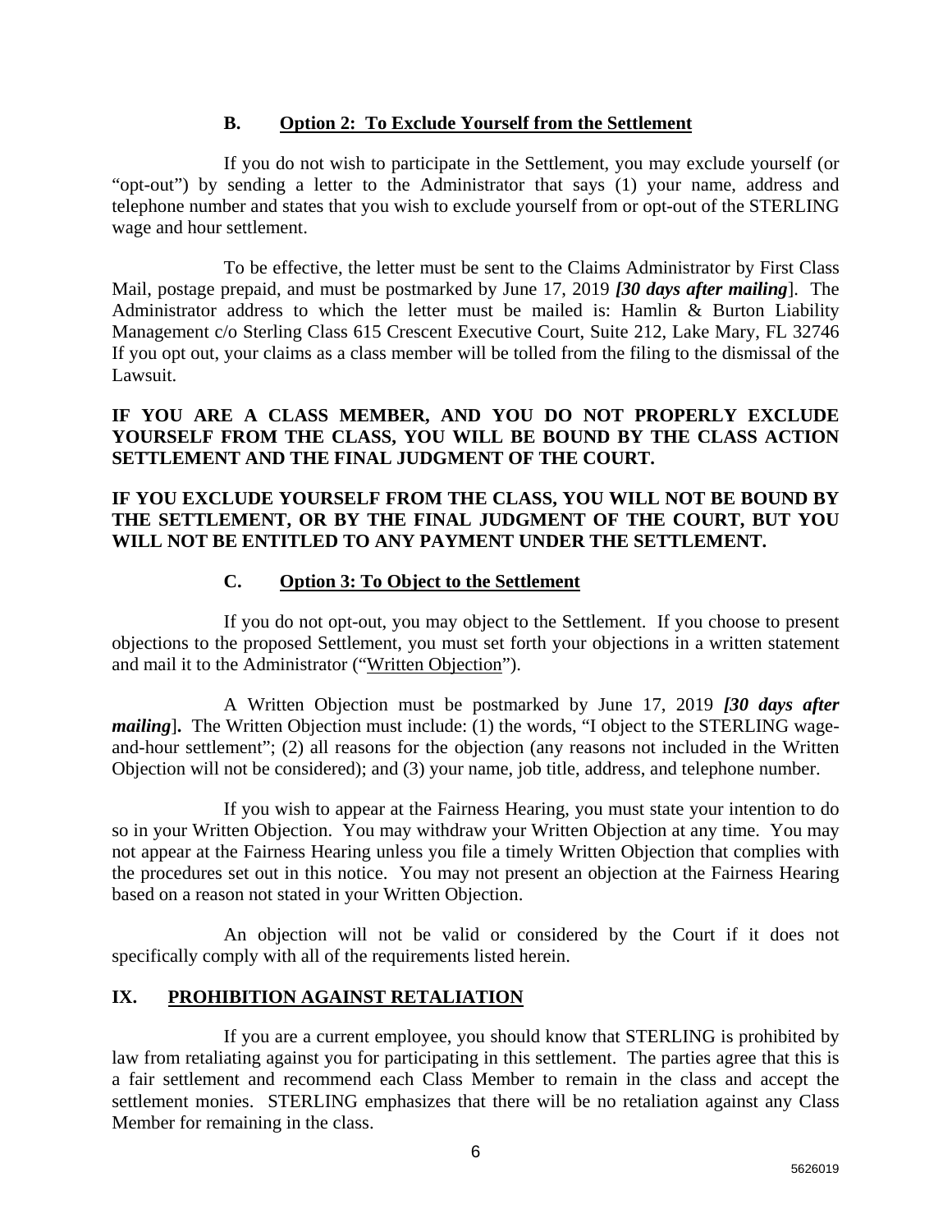### B. Option 2: To Exclude Yourself from the Settlement

If you do not wish to participate in the Settlement, you may exclude yourself (or "opt-out") by sending a letter to the Administrator that says (1) your name, address and telephone number and states that you wish to exclude yourself from or opt-out of the STERLING wage and hour settlement.

To be effective, the letter must be sent to the Claims Administrator by First Class Mail, postage prepaid, and must be postmarked by June 17, 2019 ***[30 days after mailing***]. The Administrator address to which the letter must be mailed is: Hamlin & Burton Liability Management c/o Sterling Class 615 Crescent Executive Court, Suite 212, Lake Mary, FL 32746 If you opt out, your claims as a class member will be tolled from the filing to the dismissal of the Lawsuit.

**IF YOU ARE A CLASS MEMBER, AND YOU DO NOT PROPERLY EXCLUDE YOURSELF FROM THE CLASS, YOU WILL BE BOUND BY THE CLASS ACTION SETTLEMENT AND THE FINAL JUDGMENT OF THE COURT.**

**IF YOU EXCLUDE YOURSELF FROM THE CLASS, YOU WILL NOT BE BOUND BY THE SETTLEMENT, OR BY THE FINAL JUDGMENT OF THE COURT, BUT YOU WILL NOT BE ENTITLED TO ANY PAYMENT UNDER THE SETTLEMENT.**

### C. Option 3: To Object to the Settlement

If you do not opt-out, you may object to the Settlement. If you choose to present objections to the proposed Settlement, you must set forth your objections in a written statement and mail it to the Administrator ("Written Objection").

A Written Objection must be postmarked by June 17, 2019 ***[30 days after mailing***]**.** The Written Objection must include: (1) the words, "I object to the STERLING wage-and-hour settlement"; (2) all reasons for the objection (any reasons not included in the Written Objection will not be considered); and (3) your name, job title, address, and telephone number.

If you wish to appear at the Fairness Hearing, you must state your intention to do so in your Written Objection. You may withdraw your Written Objection at any time. You may not appear at the Fairness Hearing unless you file a timely Written Objection that complies with the procedures set out in this notice. You may not present an objection at the Fairness Hearing based on a reason not stated in your Written Objection.

An objection will not be valid or considered by the Court if it does not specifically comply with all of the requirements listed herein.

## IX. PROHIBITION AGAINST RETALIATION

If you are a current employee, you should know that STERLING is prohibited by law from retaliating against you for participating in this settlement. The parties agree that this is a fair settlement and recommend each Class Member to remain in the class and accept the settlement monies. STERLING emphasizes that there will be no retaliation against any Class Member for remaining in the class.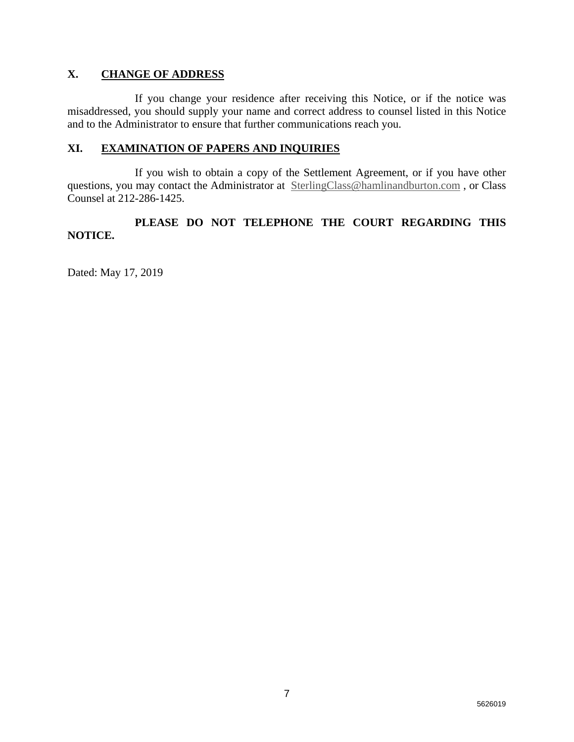## X. CHANGE OF ADDRESS

If you change your residence after receiving this Notice, or if the notice was misaddressed, you should supply your name and correct address to counsel listed in this Notice and to the Administrator to ensure that further communications reach you.

## XI. EXAMINATION OF PAPERS AND INQUIRIES

If you wish to obtain a copy of the Settlement Agreement, or if you have other questions, you may contact the Administrator at SterlingClass@hamlinandburton.com , or Class Counsel at 212-286-1425.

**PLEASE DO NOT TELEPHONE THE COURT REGARDING THIS NOTICE.**

Dated: May 17, 2019

5626019